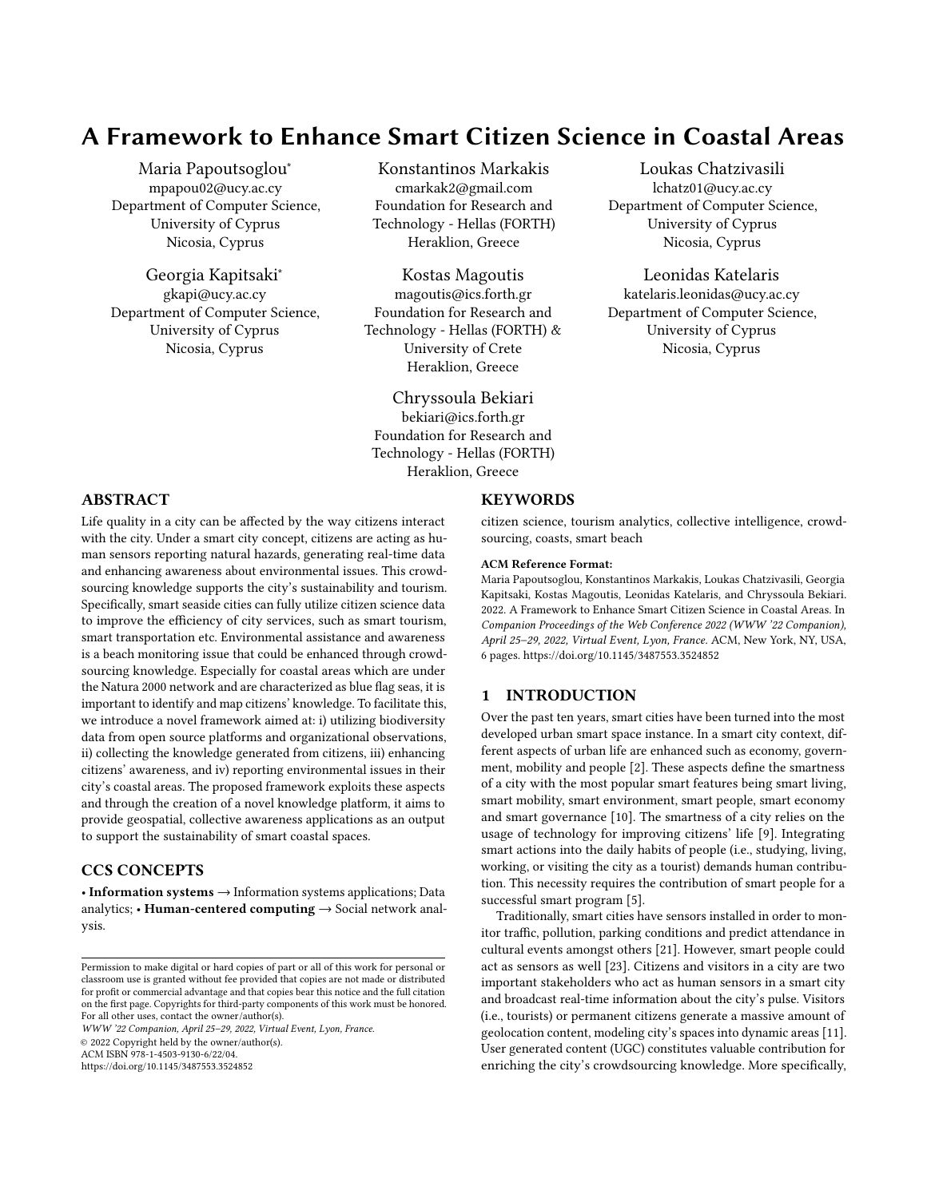# A Framework to Enhance Smart Citizen Science in Coastal Areas

Maria Papoutsoglou*
mpapou02@ucy.ac.cy
Department of Computer Science, University of Cyprus
Nicosia, Cyprus

Konstantinos Markakis
cmarkak2@gmail.com
Foundation for Research and Technology - Hellas (FORTH)
Heraklion, Greece

Loukas Chatzivasili
lchatz01@ucy.ac.cy
Department of Computer Science, University of Cyprus
Nicosia, Cyprus

Georgia Kapitsaki*
gkapi@ucy.ac.cy
Department of Computer Science, University of Cyprus
Nicosia, Cyprus

Kostas Magoutis
magoutis@ics.forth.gr
Foundation for Research and Technology - Hellas (FORTH) & University of Crete
Heraklion, Greece

Leonidas Katelaris
katelaris.leonidas@ucy.ac.cy
Department of Computer Science, University of Cyprus
Nicosia, Cyprus

Chryssoula Bekiari
bekiari@ics.forth.gr
Foundation for Research and Technology - Hellas (FORTH)
Heraklion, Greece

## ABSTRACT

Life quality in a city can be affected by the way citizens interact with the city. Under a smart city concept, citizens are acting as human sensors reporting natural hazards, generating real-time data and enhancing awareness about environmental issues. This crowdsourcing knowledge supports the city's sustainability and tourism. Specifically, smart seaside cities can fully utilize citizen science data to improve the efficiency of city services, such as smart tourism, smart transportation etc. Environmental assistance and awareness is a beach monitoring issue that could be enhanced through crowdsourcing knowledge. Especially for coastal areas which are under the Natura 2000 network and are characterized as blue flag seas, it is important to identify and map citizens' knowledge. To facilitate this, we introduce a novel framework aimed at: i) utilizing biodiversity data from open source platforms and organizational observations, ii) collecting the knowledge generated from citizens, iii) enhancing citizens' awareness, and iv) reporting environmental issues in their city's coastal areas. The proposed framework exploits these aspects and through the creation of a novel knowledge platform, it aims to provide geospatial, collective awareness applications as an output to support the sustainability of smart coastal spaces.

## CCS CONCEPTS

• **Information systems** → Information systems applications; Data analytics; • **Human-centered computing** → Social network analysis.

## KEYWORDS

citizen science, tourism analytics, collective intelligence, crowdsourcing, coasts, smart beach

**ACM Reference Format:**
Maria Papoutsoglou, Konstantinos Markakis, Loukas Chatzivasili, Georgia Kapitsaki, Kostas Magoutis, Leonidas Katelaris, and Chryssoula Bekiari. 2022. A Framework to Enhance Smart Citizen Science in Coastal Areas. In *Companion Proceedings of the Web Conference 2022 (WWW '22 Companion), April 25–29, 2022, Virtual Event, Lyon, France.* ACM, New York, NY, USA, 6 pages. https://doi.org/10.1145/3487553.3524852

Permission to make digital or hard copies of part or all of this work for personal or classroom use is granted without fee provided that copies are not made or distributed for profit or commercial advantage and that copies bear this notice and the full citation on the first page. Copyrights for third-party components of this work must be honored. For all other uses, contact the owner/author(s).
*WWW '22 Companion, April 25–29, 2022, Virtual Event, Lyon, France.*
© 2022 Copyright held by the owner/author(s).
ACM ISBN 978-1-4503-9130-6/22/04.
https://doi.org/10.1145/3487553.3524852

## 1 INTRODUCTION

Over the past ten years, smart cities have been turned into the most developed urban smart space instance. In a smart city context, different aspects of urban life are enhanced such as economy, government, mobility and people [2]. These aspects define the smartness of a city with the most popular smart features being smart living, smart mobility, smart environment, smart people, smart economy and smart governance [10]. The smartness of a city relies on the usage of technology for improving citizens' life [9]. Integrating smart actions into the daily habits of people (i.e., studying, living, working, or visiting the city as a tourist) demands human contribution. This necessity requires the contribution of smart people for a successful smart program [5].

Traditionally, smart cities have sensors installed in order to monitor traffic, pollution, parking conditions and predict attendance in cultural events amongst others [21]. However, smart people could act as sensors as well [23]. Citizens and visitors in a city are two important stakeholders who act as human sensors in a smart city and broadcast real-time information about the city's pulse. Visitors (i.e., tourists) or permanent citizens generate a massive amount of geolocation content, modeling city's spaces into dynamic areas [11]. User generated content (UGC) constitutes valuable contribution for enriching the city's crowdsourcing knowledge. More specifically,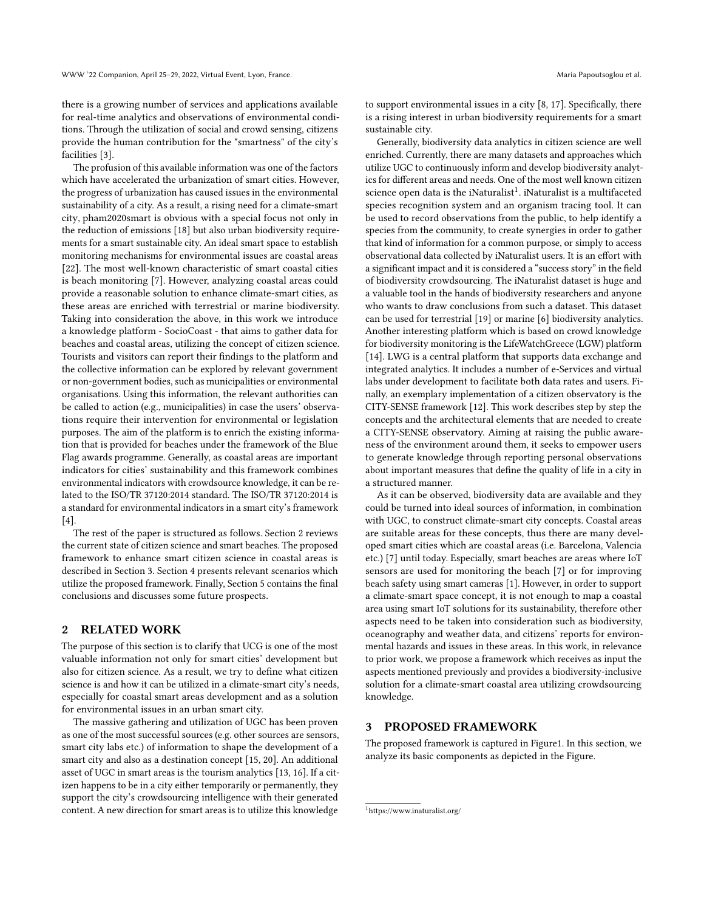there is a growing number of services and applications available for real-time analytics and observations of environmental conditions. Through the utilization of social and crowd sensing, citizens provide the human contribution for the "smartness" of the city's facilities [3].

The profusion of this available information was one of the factors which have accelerated the urbanization of smart cities. However, the progress of urbanization has caused issues in the environmental sustainability of a city. As a result, a rising need for a climate-smart city, pham2020smart is obvious with a special focus not only in the reduction of emissions [18] but also urban biodiversity requirements for a smart sustainable city. An ideal smart space to establish monitoring mechanisms for environmental issues are coastal areas [22]. The most well-known characteristic of smart coastal cities is beach monitoring [7]. However, analyzing coastal areas could provide a reasonable solution to enhance climate-smart cities, as these areas are enriched with terrestrial or marine biodiversity. Taking into consideration the above, in this work we introduce a knowledge platform - SocioCoast - that aims to gather data for beaches and coastal areas, utilizing the concept of citizen science. Tourists and visitors can report their findings to the platform and the collective information can be explored by relevant government or non-government bodies, such as municipalities or environmental organisations. Using this information, the relevant authorities can be called to action (e.g., municipalities) in case the users' observations require their intervention for environmental or legislation purposes. The aim of the platform is to enrich the existing information that is provided for beaches under the framework of the Blue Flag awards programme. Generally, as coastal areas are important indicators for cities' sustainability and this framework combines environmental indicators with crowdsource knowledge, it can be related to the ISO/TR 37120:2014 standard. The ISO/TR 37120:2014 is a standard for environmental indicators in a smart city's framework [4].

The rest of the paper is structured as follows. Section 2 reviews the current state of citizen science and smart beaches. The proposed framework to enhance smart citizen science in coastal areas is described in Section 3. Section 4 presents relevant scenarios which utilize the proposed framework. Finally, Section 5 contains the final conclusions and discusses some future prospects.

## 2 RELATED WORK

The purpose of this section is to clarify that UCG is one of the most valuable information not only for smart cities' development but also for citizen science. As a result, we try to define what citizen science is and how it can be utilized in a climate-smart city's needs, especially for coastal smart areas development and as a solution for environmental issues in an urban smart city.

The massive gathering and utilization of UGC has been proven as one of the most successful sources (e.g. other sources are sensors, smart city labs etc.) of information to shape the development of a smart city and also as a destination concept [15, 20]. An additional asset of UGC in smart areas is the tourism analytics [13, 16]. If a citizen happens to be in a city either temporarily or permanently, they support the city's crowdsourcing intelligence with their generated content. A new direction for smart areas is to utilize this knowledge to support environmental issues in a city [8, 17]. Specifically, there is a rising interest in urban biodiversity requirements for a smart sustainable city.

Generally, biodiversity data analytics in citizen science are well enriched. Currently, there are many datasets and approaches which utilize UGC to continuously inform and develop biodiversity analytics for different areas and needs. One of the most well known citizen science open data is the iNaturalist[1]. iNaturalist is a multifaceted species recognition system and an organism tracing tool. It can be used to record observations from the public, to help identify a species from the community, to create synergies in order to gather that kind of information for a common purpose, or simply to access observational data collected by iNaturalist users. It is an effort with a significant impact and it is considered a "success story" in the field of biodiversity crowdsourcing. The iNaturalist dataset is huge and a valuable tool in the hands of biodiversity researchers and anyone who wants to draw conclusions from such a dataset. This dataset can be used for terrestrial [19] or marine [6] biodiversity analytics. Another interesting platform which is based on crowd knowledge for biodiversity monitoring is the LifeWatchGreece (LGW) platform [14]. LWG is a central platform that supports data exchange and integrated analytics. It includes a number of e-Services and virtual labs under development to facilitate both data rates and users. Finally, an exemplary implementation of a citizen observatory is the CITY-SENSE framework [12]. This work describes step by step the concepts and the architectural elements that are needed to create a CITY-SENSE observatory. Aiming at raising the public awareness of the environment around them, it seeks to empower users to generate knowledge through reporting personal observations about important measures that define the quality of life in a city in a structured manner.

As it can be observed, biodiversity data are available and they could be turned into ideal sources of information, in combination with UGC, to construct climate-smart city concepts. Coastal areas are suitable areas for these concepts, thus there are many developed smart cities which are coastal areas (i.e. Barcelona, Valencia etc.) [7] until today. Especially, smart beaches are areas where IoT sensors are used for monitoring the beach [7] or for improving beach safety using smart cameras [1]. However, in order to support a climate-smart space concept, it is not enough to map a coastal area using smart IoT solutions for its sustainability, therefore other aspects need to be taken into consideration such as biodiversity, oceanography and weather data, and citizens' reports for environmental hazards and issues in these areas. In this work, in relevance to prior work, we propose a framework which receives as input the aspects mentioned previously and provides a biodiversity-inclusive solution for a climate-smart coastal area utilizing crowdsourcing knowledge.

## 3 PROPOSED FRAMEWORK

The proposed framework is captured in Figure1. In this section, we analyze its basic components as depicted in the Figure.

[1] https://www.inaturalist.org/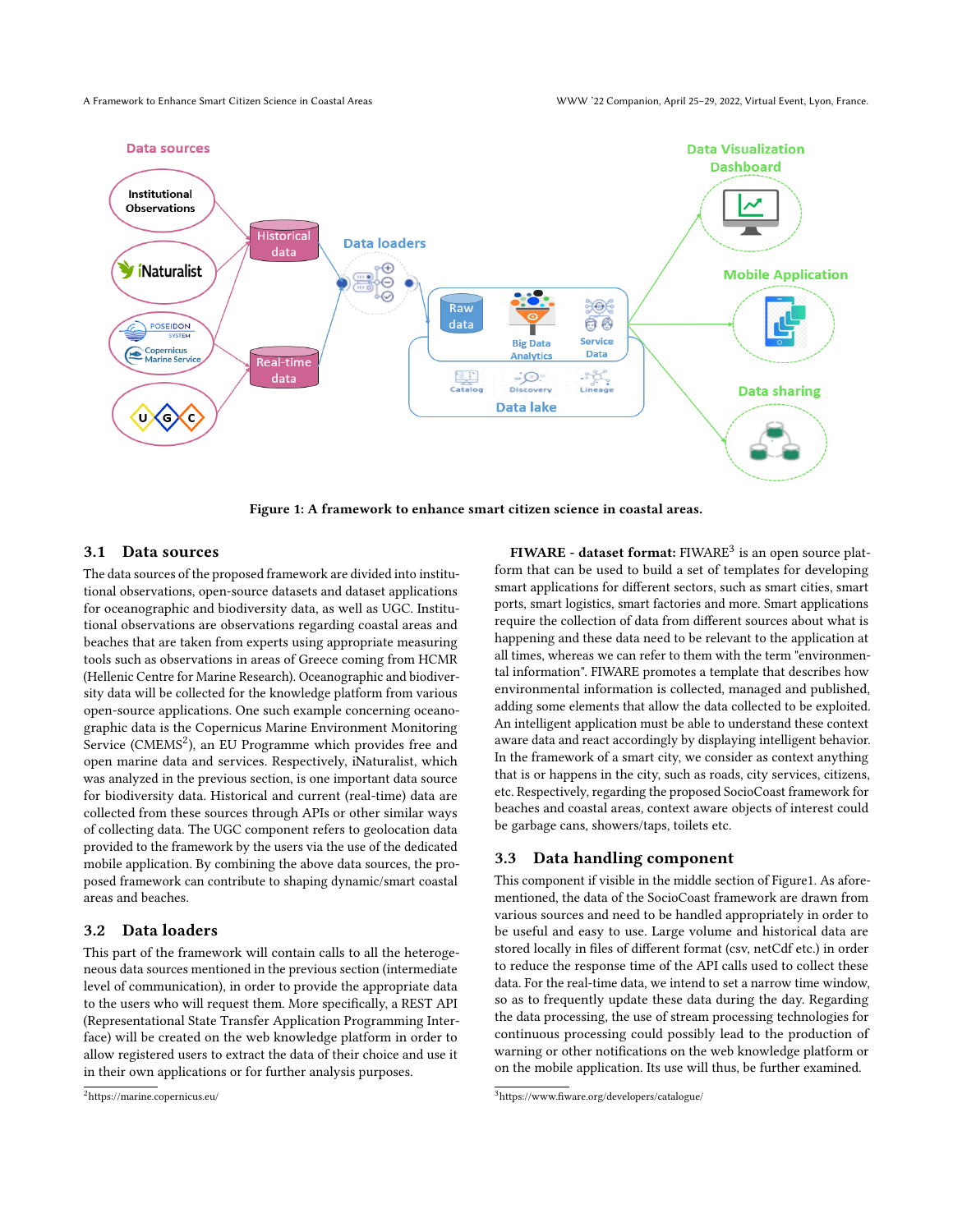Figure 1: A framework to enhance smart citizen science in coastal areas.

## 3.1 Data sources

The data sources of the proposed framework are divided into institutional observations, open-source datasets and dataset applications for oceanographic and biodiversity data, as well as UGC. Institutional observations are observations regarding coastal areas and beaches that are taken from experts using appropriate measuring tools such as observations in areas of Greece coming from HCMR (Hellenic Centre for Marine Research). Oceanographic and biodiversity data will be collected for the knowledge platform from various open-source applications. One such example concerning oceanographic data is the Copernicus Marine Environment Monitoring Service (CMEMS[2]), an EU Programme which provides free and open marine data and services. Respectively, iNaturalist, which was analyzed in the previous section, is one important data source for biodiversity data. Historical and current (real-time) data are collected from these sources through APIs or other similar ways of collecting data. The UGC component refers to geolocation data provided to the framework by the users via the use of the dedicated mobile application. By combining the above data sources, the proposed framework can contribute to shaping dynamic/smart coastal areas and beaches.

## 3.2 Data loaders

This part of the framework will contain calls to all the heterogeneous data sources mentioned in the previous section (intermediate level of communication), in order to provide the appropriate data to the users who will request them. More specifically, a REST API (Representational State Transfer Application Programming Interface) will be created on the web knowledge platform in order to allow registered users to extract the data of their choice and use it in their own applications or for further analysis purposes.

[2]https://marine.copernicus.eu/

**FIWARE - dataset format:** FIWARE[3] is an open source platform that can be used to build a set of templates for developing smart applications for different sectors, such as smart cities, smart ports, smart logistics, smart factories and more. Smart applications require the collection of data from different sources about what is happening and these data need to be relevant to the application at all times, whereas we can refer to them with the term "environmental information". FIWARE promotes a template that describes how environmental information is collected, managed and published, adding some elements that allow the data collected to be exploited. An intelligent application must be able to understand these context aware data and react accordingly by displaying intelligent behavior. In the framework of a smart city, we consider as context anything that is or happens in the city, such as roads, city services, citizens, etc. Respectively, regarding the proposed SocioCoast framework for beaches and coastal areas, context aware objects of interest could be garbage cans, showers/taps, toilets etc.

## 3.3 Data handling component

This component if visible in the middle section of Figure1. As aforementioned, the data of the SocioCoast framework are drawn from various sources and need to be handled appropriately in order to be useful and easy to use. Large volume and historical data are stored locally in files of different format (csv, netCdf etc.) in order to reduce the response time of the API calls used to collect these data. For the real-time data, we intend to set a narrow time window, so as to frequently update these data during the day. Regarding the data processing, the use of stream processing technologies for continuous processing could possibly lead to the production of warning or other notifications on the web knowledge platform or on the mobile application. Its use will thus, be further examined.

[3]https://www.fiware.org/developers/catalogue/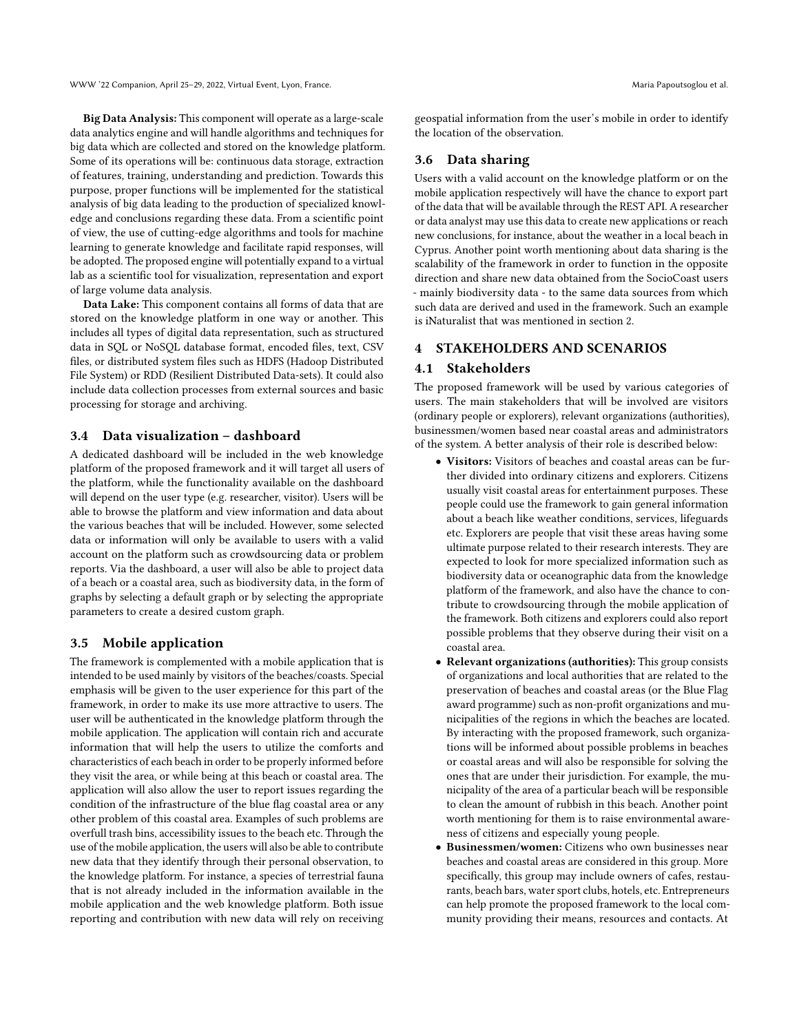**Big Data Analysis:** This component will operate as a large-scale data analytics engine and will handle algorithms and techniques for big data which are collected and stored on the knowledge platform. Some of its operations will be: continuous data storage, extraction of features, training, understanding and prediction. Towards this purpose, proper functions will be implemented for the statistical analysis of big data leading to the production of specialized knowledge and conclusions regarding these data. From a scientific point of view, the use of cutting-edge algorithms and tools for machine learning to generate knowledge and facilitate rapid responses, will be adopted. The proposed engine will potentially expand to a virtual lab as a scientific tool for visualization, representation and export of large volume data analysis.

**Data Lake:** This component contains all forms of data that are stored on the knowledge platform in one way or another. This includes all types of digital data representation, such as structured data in SQL or NoSQL database format, encoded files, text, CSV files, or distributed system files such as HDFS (Hadoop Distributed File System) or RDD (Resilient Distributed Data-sets). It could also include data collection processes from external sources and basic processing for storage and archiving.

### 3.4 Data visualization – dashboard

A dedicated dashboard will be included in the web knowledge platform of the proposed framework and it will target all users of the platform, while the functionality available on the dashboard will depend on the user type (e.g. researcher, visitor). Users will be able to browse the platform and view information and data about the various beaches that will be included. However, some selected data or information will only be available to users with a valid account on the platform such as crowdsourcing data or problem reports. Via the dashboard, a user will also be able to project data of a beach or a coastal area, such as biodiversity data, in the form of graphs by selecting a default graph or by selecting the appropriate parameters to create a desired custom graph.

### 3.5 Mobile application

The framework is complemented with a mobile application that is intended to be used mainly by visitors of the beaches/coasts. Special emphasis will be given to the user experience for this part of the framework, in order to make its use more attractive to users. The user will be authenticated in the knowledge platform through the mobile application. The application will contain rich and accurate information that will help the users to utilize the comforts and characteristics of each beach in order to be properly informed before they visit the area, or while being at this beach or coastal area. The application will also allow the user to report issues regarding the condition of the infrastructure of the blue flag coastal area or any other problem of this coastal area. Examples of such problems are overfull trash bins, accessibility issues to the beach etc. Through the use of the mobile application, the users will also be able to contribute new data that they identify through their personal observation, to the knowledge platform. For instance, a species of terrestrial fauna that is not already included in the information available in the mobile application and the web knowledge platform. Both issue reporting and contribution with new data will rely on receiving geospatial information from the user's mobile in order to identify the location of the observation.

### 3.6 Data sharing

Users with a valid account on the knowledge platform or on the mobile application respectively will have the chance to export part of the data that will be available through the REST API. A researcher or data analyst may use this data to create new applications or reach new conclusions, for instance, about the weather in a local beach in Cyprus. Another point worth mentioning about data sharing is the scalability of the framework in order to function in the opposite direction and share new data obtained from the SocioCoast users - mainly biodiversity data - to the same data sources from which such data are derived and used in the framework. Such an example is iNaturalist that was mentioned in section 2.

## 4 STAKEHOLDERS AND SCENARIOS

### 4.1 Stakeholders

The proposed framework will be used by various categories of users. The main stakeholders that will be involved are visitors (ordinary people or explorers), relevant organizations (authorities), businessmen/women based near coastal areas and administrators of the system. A better analysis of their role is described below:

- **Visitors:** Visitors of beaches and coastal areas can be further divided into ordinary citizens and explorers. Citizens usually visit coastal areas for entertainment purposes. These people could use the framework to gain general information about a beach like weather conditions, services, lifeguards etc. Explorers are people that visit these areas having some ultimate purpose related to their research interests. They are expected to look for more specialized information such as biodiversity data or oceanographic data from the knowledge platform of the framework, and also have the chance to contribute to crowdsourcing through the mobile application of the framework. Both citizens and explorers could also report possible problems that they observe during their visit on a coastal area.
- **Relevant organizations (authorities):** This group consists of organizations and local authorities that are related to the preservation of beaches and coastal areas (or the Blue Flag award programme) such as non-profit organizations and municipalities of the regions in which the beaches are located. By interacting with the proposed framework, such organizations will be informed about possible problems in beaches or coastal areas and will also be responsible for solving the ones that are under their jurisdiction. For example, the municipality of the area of a particular beach will be responsible to clean the amount of rubbish in this beach. Another point worth mentioning for them is to raise environmental awareness of citizens and especially young people.
- **Businessmen/women:** Citizens who own businesses near beaches and coastal areas are considered in this group. More specifically, this group may include owners of cafes, restaurants, beach bars, water sport clubs, hotels, etc. Entrepreneurs can help promote the proposed framework to the local community providing their means, resources and contacts. At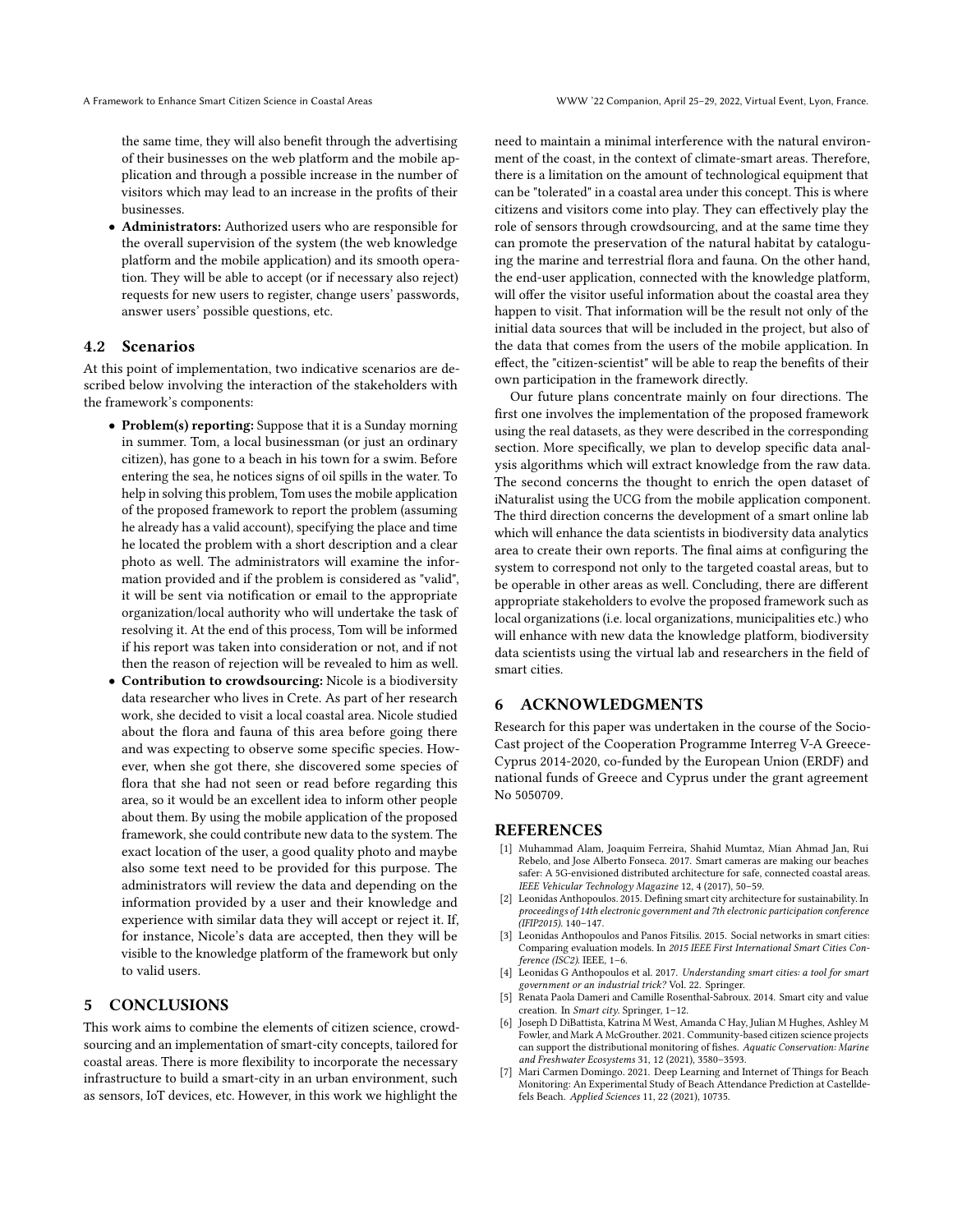the same time, they will also benefit through the advertising of their businesses on the web platform and the mobile application and through a possible increase in the number of visitors which may lead to an increase in the profits of their businesses.

- **Administrators:** Authorized users who are responsible for the overall supervision of the system (the web knowledge platform and the mobile application) and its smooth operation. They will be able to accept (or if necessary also reject) requests for new users to register, change users' passwords, answer users' possible questions, etc.

### 4.2 Scenarios

At this point of implementation, two indicative scenarios are described below involving the interaction of the stakeholders with the framework's components:

- **Problem(s) reporting:** Suppose that it is a Sunday morning in summer. Tom, a local businessman (or just an ordinary citizen), has gone to a beach in his town for a swim. Before entering the sea, he notices signs of oil spills in the water. To help in solving this problem, Tom uses the mobile application of the proposed framework to report the problem (assuming he already has a valid account), specifying the place and time he located the problem with a short description and a clear photo as well. The administrators will examine the information provided and if the problem is considered as "valid", it will be sent via notification or email to the appropriate organization/local authority who will undertake the task of resolving it. At the end of this process, Tom will be informed if his report was taken into consideration or not, and if not then the reason of rejection will be revealed to him as well.
- **Contribution to crowdsourcing:** Nicole is a biodiversity data researcher who lives in Crete. As part of her research work, she decided to visit a local coastal area. Nicole studied about the flora and fauna of this area before going there and was expecting to observe some specific species. However, when she got there, she discovered some species of flora that she had not seen or read before regarding this area, so it would be an excellent idea to inform other people about them. By using the mobile application of the proposed framework, she could contribute new data to the system. The exact location of the user, a good quality photo and maybe also some text need to be provided for this purpose. The administrators will review the data and depending on the information provided by a user and their knowledge and experience with similar data they will accept or reject it. If, for instance, Nicole's data are accepted, then they will be visible to the knowledge platform of the framework but only to valid users.

## 5 CONCLUSIONS

This work aims to combine the elements of citizen science, crowdsourcing and an implementation of smart-city concepts, tailored for coastal areas. There is more flexibility to incorporate the necessary infrastructure to build a smart-city in an urban environment, such as sensors, IoT devices, etc. However, in this work we highlight the need to maintain a minimal interference with the natural environment of the coast, in the context of climate-smart areas. Therefore, there is a limitation on the amount of technological equipment that can be "tolerated" in a coastal area under this concept. This is where citizens and visitors come into play. They can effectively play the role of sensors through crowdsourcing, and at the same time they can promote the preservation of the natural habitat by cataloguing the marine and terrestrial flora and fauna. On the other hand, the end-user application, connected with the knowledge platform, will offer the visitor useful information about the coastal area they happen to visit. That information will be the result not only of the initial data sources that will be included in the project, but also of the data that comes from the users of the mobile application. In effect, the "citizen-scientist" will be able to reap the benefits of their own participation in the framework directly.

Our future plans concentrate mainly on four directions. The first one involves the implementation of the proposed framework using the real datasets, as they were described in the corresponding section. More specifically, we plan to develop specific data analysis algorithms which will extract knowledge from the raw data. The second concerns the thought to enrich the open dataset of iNaturalist using the UCG from the mobile application component. The third direction concerns the development of a smart online lab which will enhance the data scientists in biodiversity data analytics area to create their own reports. The final aims at configuring the system to correspond not only to the targeted coastal areas, but to be operable in other areas as well. Concluding, there are different appropriate stakeholders to evolve the proposed framework such as local organizations (i.e. local organizations, municipalities etc.) who will enhance with new data the knowledge platform, biodiversity data scientists using the virtual lab and researchers in the field of smart cities.

## 6 ACKNOWLEDGMENTS

Research for this paper was undertaken in the course of the SocioCast project of the Cooperation Programme Interreg V-A Greece-Cyprus 2014-2020, co-funded by the European Union (ERDF) and national funds of Greece and Cyprus under the grant agreement No 5050709.

## REFERENCES

[1] Muhammad Alam, Joaquim Ferreira, Shahid Mumtaz, Mian Ahmad Jan, Rui Rebelo, and Jose Alberto Fonseca. 2017. Smart cameras are making our beaches safer: A 5G-envisioned distributed architecture for safe, connected coastal areas. *IEEE Vehicular Technology Magazine* 12, 4 (2017), 50–59.

[2] Leonidas Anthopoulos. 2015. Defining smart city architecture for sustainability. In *proceedings of 14th electronic government and 7th electronic participation conference (IFIP2015)*. 140–147.

[3] Leonidas Anthopoulos and Panos Fitsilis. 2015. Social networks in smart cities: Comparing evaluation models. In *2015 IEEE First International Smart Cities Conference (ISC2)*. IEEE, 1–6.

[4] Leonidas G Anthopoulos et al. 2017. *Understanding smart cities: a tool for smart government or an industrial trick?* Vol. 22. Springer.

[5] Renata Paola Dameri and Camille Rosenthal-Sabroux. 2014. Smart city and value creation. In *Smart city*. Springer, 1–12.

[6] Joseph D DiBattista, Katrina M West, Amanda C Hay, Julian M Hughes, Ashley M Fowler, and Mark A McGrouther. 2021. Community-based citizen science projects can support the distributional monitoring of fishes. *Aquatic Conservation: Marine and Freshwater Ecosystems* 31, 12 (2021), 3580–3593.

[7] Mari Carmen Domingo. 2021. Deep Learning and Internet of Things for Beach Monitoring: An Experimental Study of Beach Attendance Prediction at Castelldefels Beach. *Applied Sciences* 11, 22 (2021), 10735.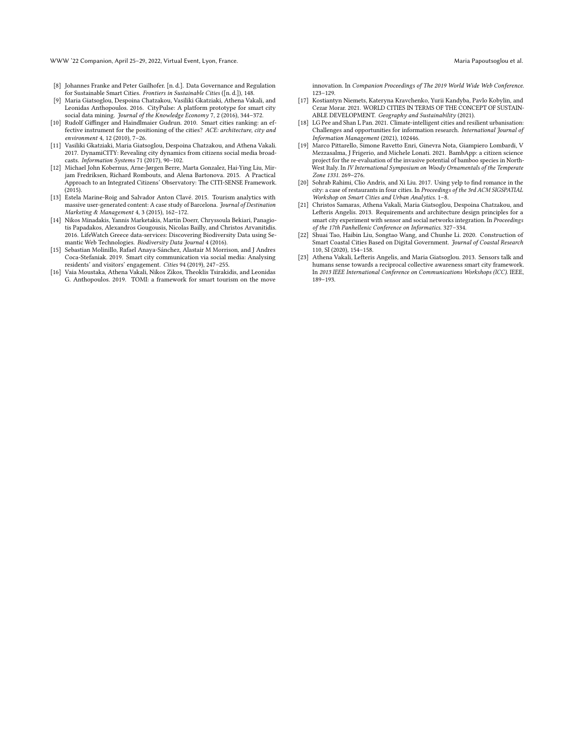[8] Johannes Franke and Peter Gailhofer. [n. d.]. Data Governance and Regulation for Sustainable Smart Cities. *Frontiers in Sustainable Cities* ([n. d.]), 148.

[9] Maria Giatsoglou, Despoina Chatzakou, Vasiliki Gkatziaki, Athena Vakali, and Leonidas Anthopoulos. 2016. CityPulse: A platform prototype for smart city social data mining. *Journal of the Knowledge Economy* 7, 2 (2016), 344–372.

[10] Rudolf Giffinger and Haindlmaier Gudrun. 2010. Smart cities ranking: an effective instrument for the positioning of the cities? *ACE: architecture, city and environment* 4, 12 (2010), 7–26.

[11] Vasiliki Gkatziaki, Maria Giatsoglou, Despoina Chatzakou, and Athena Vakali. 2017. DynamiCITY: Revealing city dynamics from citizens social media broadcasts. *Information Systems* 71 (2017), 90–102.

[12] Michael John Kobernus, Arne-Jørgen Berre, Marta Gonzalez, Hai-Ying Liu, Mirjam Fredriksen, Richard Rombouts, and Alena Bartonova. 2015. A Practical Approach to an Integrated Citizens' Observatory: The CITI-SENSE Framework. (2015).

[13] Estela Marine-Roig and Salvador Anton Clavé. 2015. Tourism analytics with massive user-generated content: A case study of Barcelona. *Journal of Destination Marketing & Management* 4, 3 (2015), 162–172.

[14] Nikos Minadakis, Yannis Marketakis, Martin Doerr, Chryssoula Bekiari, Panagiotis Papadakos, Alexandros Gougousis, Nicolas Bailly, and Christos Arvanitidis. 2016. LifeWatch Greece data-services: Discovering Biodiversity Data using Semantic Web Technologies. *Biodiversity Data Journal* 4 (2016).

[15] Sebastian Molinillo, Rafael Anaya-Sánchez, Alastair M Morrison, and J Andres Coca-Stefaniak. 2019. Smart city communication via social media: Analysing residents' and visitors' engagement. *Cities* 94 (2019), 247–255.

[16] Vaia Moustaka, Athena Vakali, Nikos Zikos, Theoklis Tsirakidis, and Leonidas G. Anthopoulos. 2019. TOMI: a framework for smart tourism on the move innovation. In *Companion Proceedings of The 2019 World Wide Web Conference*. 123–129.

[17] Kostiantyn Niemets, Kateryna Kravchenko, Yurii Kandyba, Pavlo Kobylin, and Cezar Morar. 2021. WORLD CITIES IN TERMS OF THE CONCEPT OF SUSTAINABLE DEVELOPMENT. *Geography and Sustainability* (2021).

[18] LG Pee and Shan L Pan. 2021. Climate-intelligent cities and resilient urbanisation: Challenges and opportunities for information research. *International Journal of Information Management* (2021), 102446.

[19] Marco Pittarello, Simone Ravetto Enri, Ginevra Nota, Giampiero Lombardi, V Mezzasalma, J Frigerio, and Michele Lonati. 2021. BambApp: a citizen science project for the re-evaluation of the invasive potential of bamboo species in North-West Italy. In *IV International Symposium on Woody Ornamentals of the Temperate Zone 1331*. 269–276.

[20] Sohrab Rahimi, Clio Andris, and Xi Liu. 2017. Using yelp to find romance in the city: a case of restaurants in four cities. In *Proceedings of the 3rd ACM SIGSPATIAL Workshop on Smart Cities and Urban Analytics*. 1–8.

[21] Christos Samaras, Athena Vakali, Maria Giatsoglou, Despoina Chatzakou, and Lefteris Angelis. 2013. Requirements and architecture design principles for a smart city experiment with sensor and social networks integration. In *Proceedings of the 17th Panhellenic Conference on Informatics*. 327–334.

[22] Shuai Tao, Haibin Liu, Songtao Wang, and Chunhe Li. 2020. Construction of Smart Coastal Cities Based on Digital Government. *Journal of Coastal Research* 110, SI (2020), 154–158.

[23] Athena Vakali, Lefteris Angelis, and Maria Giatsoglou. 2013. Sensors talk and humans sense towards a reciprocal collective awareness smart city framework. In *2013 IEEE International Conference on Communications Workshops (ICC)*. IEEE, 189–193.